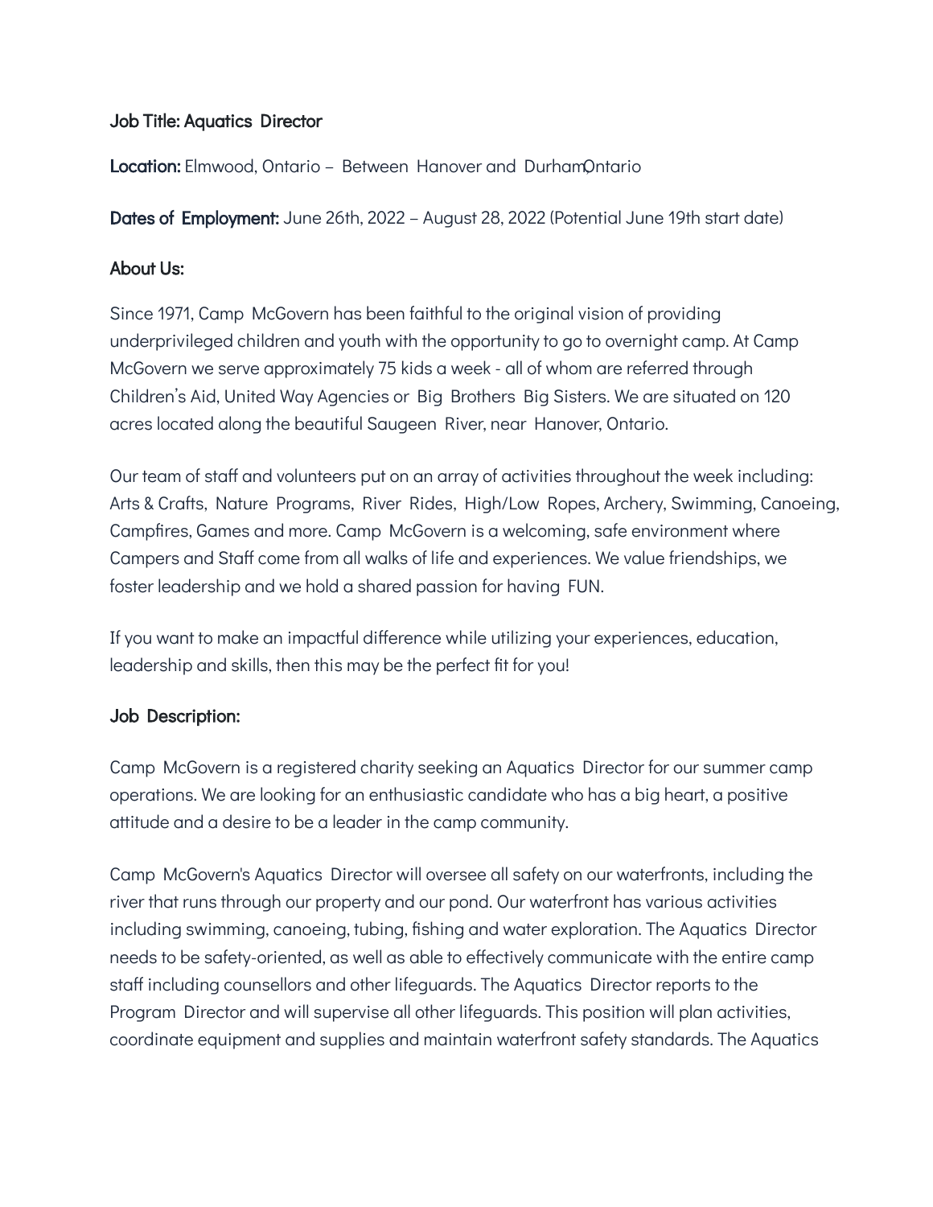**Job Title: Aquatics Director**

**Location:** Elmwood, Ontario – Between Hanover and Durham, Ontario

**Dates of Employment:** June 26th, 2022 – August 28, 2022 (Potential June 19th start date)

**About Us:**

Since 1971, Camp McGovern has been faithful to the original vision of providing underprivileged children and youth with the opportunity to go to overnight camp. At Camp McGovern we serve approximately 75 kids a week - all of whom are referred through Children's Aid, United Way Agencies or Big Brothers Big Sisters. We are situated on 120 acres located along the beautiful Saugeen River, near Hanover, Ontario.

Our team of staff and volunteers put on an array of activities throughout the week including: Arts & Crafts, Nature Programs, River Rides, High/Low Ropes, Archery, Swimming, Canoeing, Campfires, Games and more. Camp McGovern is a welcoming, safe environment where Campers and Staff come from all walks of life and experiences. We value friendships, we foster leadership and we hold a shared passion for having FUN.

If you want to make an impactful difference while utilizing your experiences, education, leadership and skills, then this may be the perfect fit for you!

**Job Description:**

Camp McGovern is a registered charity seeking an Aquatics Director for our summer camp operations. We are looking for an enthusiastic candidate who has a big heart, a positive attitude and a desire to be a leader in the camp community.

Camp McGovern's Aquatics Director will oversee all safety on our waterfronts, including the river that runs through our property and our pond. Our waterfront has various activities including swimming, canoeing, tubing, fishing and water exploration. The Aquatics Director needs to be safety-oriented, as well as able to effectively communicate with the entire camp staff including counsellors and other lifeguards. The Aquatics Director reports to the Program Director and will supervise all other lifeguards. This position will plan activities, coordinate equipment and supplies and maintain waterfront safety standards. The Aquatics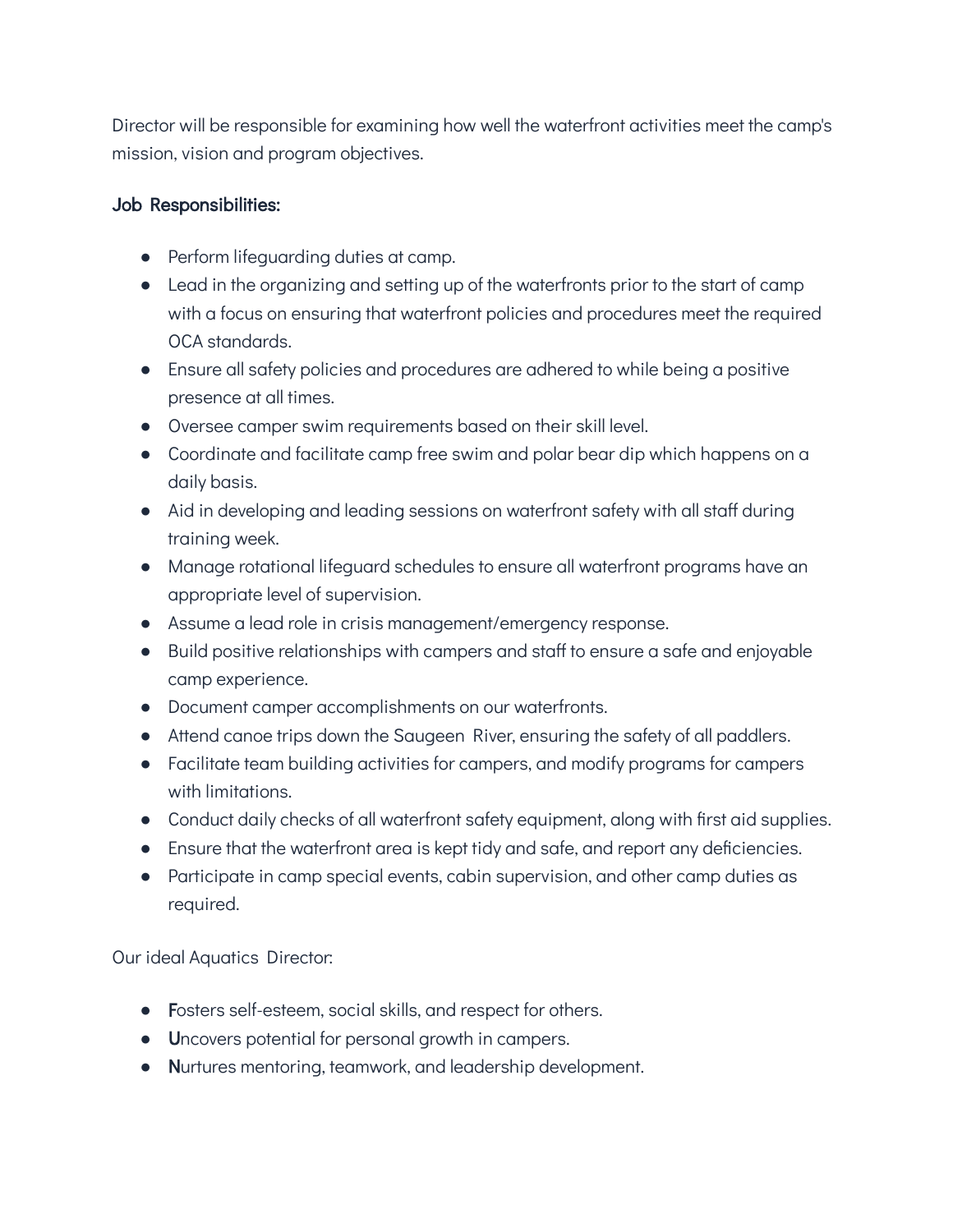Director will be responsible for examining how well the waterfront activities meet the camp's mission, vision and program objectives.

**Job Responsibilities:**

- Perform lifeguarding duties at camp.
- Lead in the organizing and setting up of the waterfronts prior to the start of camp with a focus on ensuring that waterfront policies and procedures meet the required OCA standards.
- Ensure all safety policies and procedures are adhered to while being a positive presence at all times.
- Oversee camper swim requirements based on their skill level.
- Coordinate and facilitate camp free swim and polar bear dip which happens on a daily basis.
- Aid in developing and leading sessions on waterfront safety with all staff during training week.
- Manage rotational lifeguard schedules to ensure all waterfront programs have an appropriate level of supervision.
- Assume a lead role in crisis management/emergency response.
- Build positive relationships with campers and staff to ensure a safe and enjoyable camp experience.
- Document camper accomplishments on our waterfronts.
- Attend canoe trips down the Saugeen River, ensuring the safety of all paddlers.
- Facilitate team building activities for campers, and modify programs for campers with limitations.
- Conduct daily checks of all waterfront safety equipment, along with first aid supplies.
- Ensure that the waterfront area is kept tidy and safe, and report any deficiencies.
- Participate in camp special events, cabin supervision, and other camp duties as required.

Our ideal Aquatics Director:

- **F**osters self-esteem, social skills, and respect for others.
- **U**ncovers potential for personal growth in campers.
- **N**urtures mentoring, teamwork, and leadership development.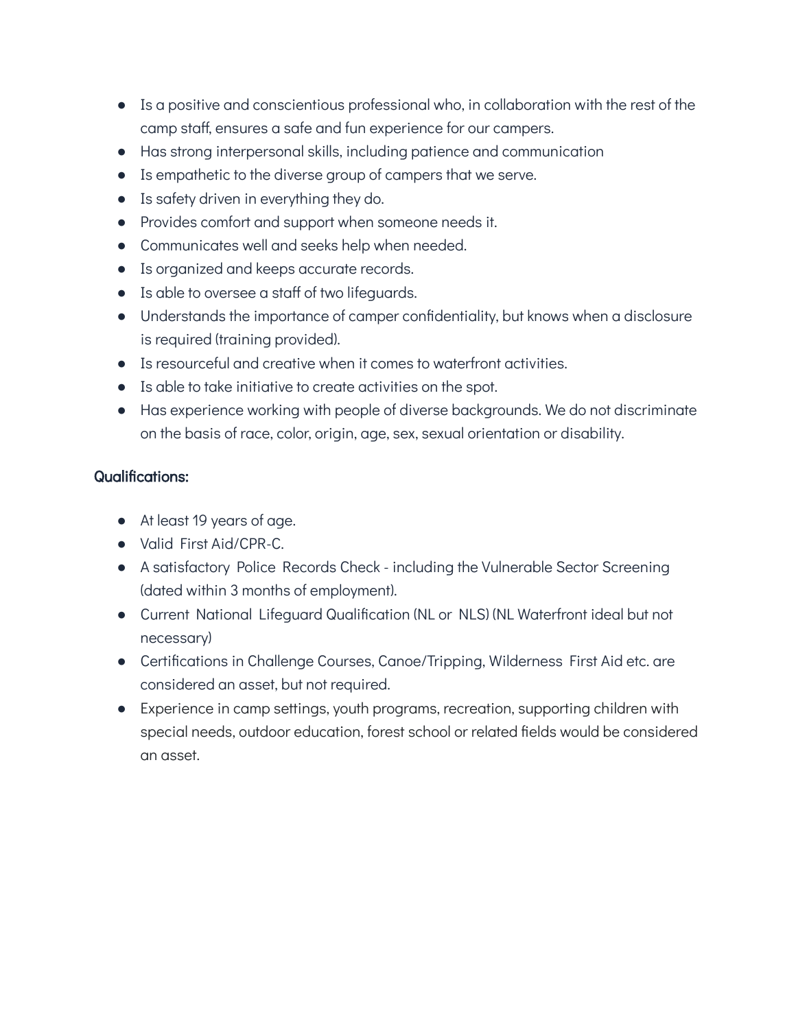- Is a positive and conscientious professional who, in collaboration with the rest of the camp staff, ensures a safe and fun experience for our campers.
- Has strong interpersonal skills, including patience and communication
- Is empathetic to the diverse group of campers that we serve.
- Is safety driven in everything they do.
- Provides comfort and support when someone needs it.
- Communicates well and seeks help when needed.
- Is organized and keeps accurate records.
- Is able to oversee a staff of two lifeguards.
- Understands the importance of camper confidentiality, but knows when a disclosure is required (training provided).
- Is resourceful and creative when it comes to waterfront activities.
- Is able to take initiative to create activities on the spot.
- Has experience working with people of diverse backgrounds. We do not discriminate on the basis of race, color, origin, age, sex, sexual orientation or disability.

**Qualifications:**

- At least 19 years of age.
- Valid First Aid/CPR-C.
- A satisfactory Police Records Check - including the Vulnerable Sector Screening (dated within 3 months of employment).
- Current National Lifeguard Qualification (NL or NLS) (NL Waterfront ideal but not necessary)
- Certifications in Challenge Courses, Canoe/Tripping, Wilderness First Aid etc. are considered an asset, but not required.
- Experience in camp settings, youth programs, recreation, supporting children with special needs, outdoor education, forest school or related fields would be considered an asset.